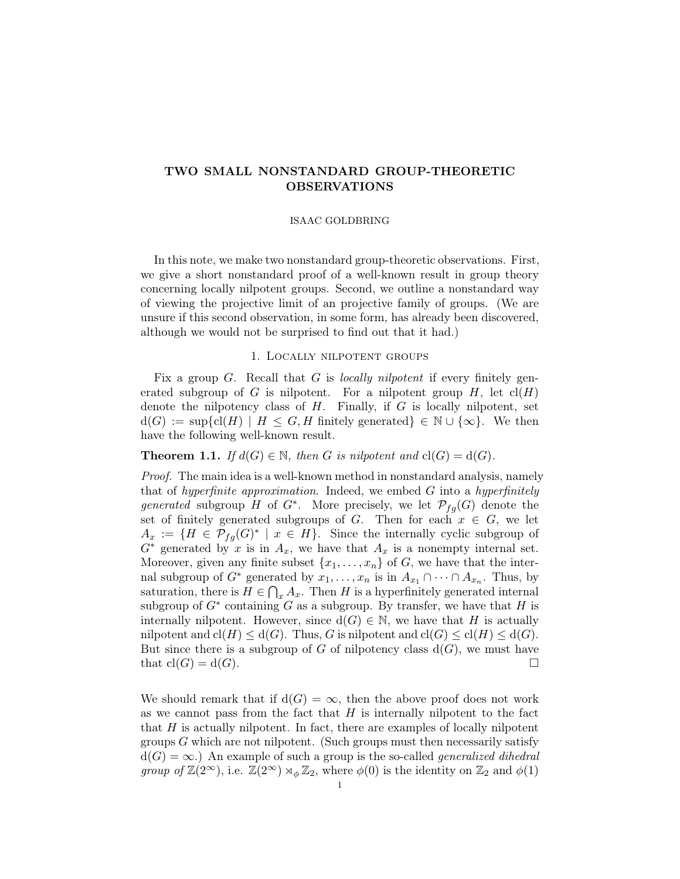# TWO SMALL NONSTANDARD GROUP-THEORETIC OBSERVATIONS

ISAAC GOLDBRING

In this note, we make two nonstandard group-theoretic observations. First, we give a short nonstandard proof of a well-known result in group theory concerning locally nilpotent groups. Second, we outline a nonstandard way of viewing the projective limit of an projective family of groups. (We are unsure if this second observation, in some form, has already been discovered, although we would not be surprised to find out that it had.)

## 1. Locally nilpotent groups

Fix a group $G$. Recall that $G$ is *locally nilpotent* if every finitely generated subgroup of $G$ is nilpotent. For a nilpotent group $H$, let $\mathrm{cl}(H)$ denote the nilpotency class of $H$. Finally, if $G$ is locally nilpotent, set $\mathrm{d}(G) := \sup\{\mathrm{cl}(H) \mid H \leq G, H \text{ finitely generated}\} \in \mathbb{N} \cup \{\infty\}$. We then have the following well-known result.

**Theorem 1.1.** *If $d(G) \in \mathbb{N}$, then $G$ is nilpotent and $\mathrm{cl}(G) = \mathrm{d}(G)$.*

*Proof.* The main idea is a well-known method in nonstandard analysis, namely that of *hyperfinite approximation*. Indeed, we embed $G$ into a *hyperfinitely generated* subgroup $H$ of $G^*$. More precisely, we let $\mathcal{P}_{fg}(G)$ denote the set of finitely generated subgroups of $G$. Then for each $x \in G$, we let $A_x := \{H \in \mathcal{P}_{fg}(G)^* \mid x \in H\}$. Since the internally cyclic subgroup of $G^*$ generated by $x$ is in $A_x$, we have that $A_x$ is a nonempty internal set. Moreover, given any finite subset $\{x_1, \ldots, x_n\}$ of $G$, we have that the internal subgroup of $G^*$ generated by $x_1, \ldots, x_n$ is in $A_{x_1} \cap \cdots \cap A_{x_n}$. Thus, by saturation, there is $H \in \bigcap_x A_x$. Then $H$ is a hyperfinitely generated internal subgroup of $G^*$ containing $G$ as a subgroup. By transfer, we have that $H$ is internally nilpotent. However, since $\mathrm{d}(G) \in \mathbb{N}$, we have that $H$ is actually nilpotent and $\mathrm{cl}(H) \leq \mathrm{d}(G)$. Thus, $G$ is nilpotent and $\mathrm{cl}(G) \leq \mathrm{cl}(H) \leq \mathrm{d}(G)$. But since there is a subgroup of $G$ of nilpotency class $\mathrm{d}(G)$, we must have that $\mathrm{cl}(G) = \mathrm{d}(G)$. $\square$

We should remark that if $\mathrm{d}(G) = \infty$, then the above proof does not work as we cannot pass from the fact that $H$ is internally nilpotent to the fact that $H$ is actually nilpotent. In fact, there are examples of locally nilpotent groups $G$ which are not nilpotent. (Such groups must then necessarily satisfy $\mathrm{d}(G) = \infty$.) An example of such a group is the so-called *generalized dihedral group of* $\mathbb{Z}(2^\infty)$, i.e. $\mathbb{Z}(2^\infty) \rtimes_\phi \mathbb{Z}_2$, where $\phi(0)$ is the identity on $\mathbb{Z}_2$ and $\phi(1)$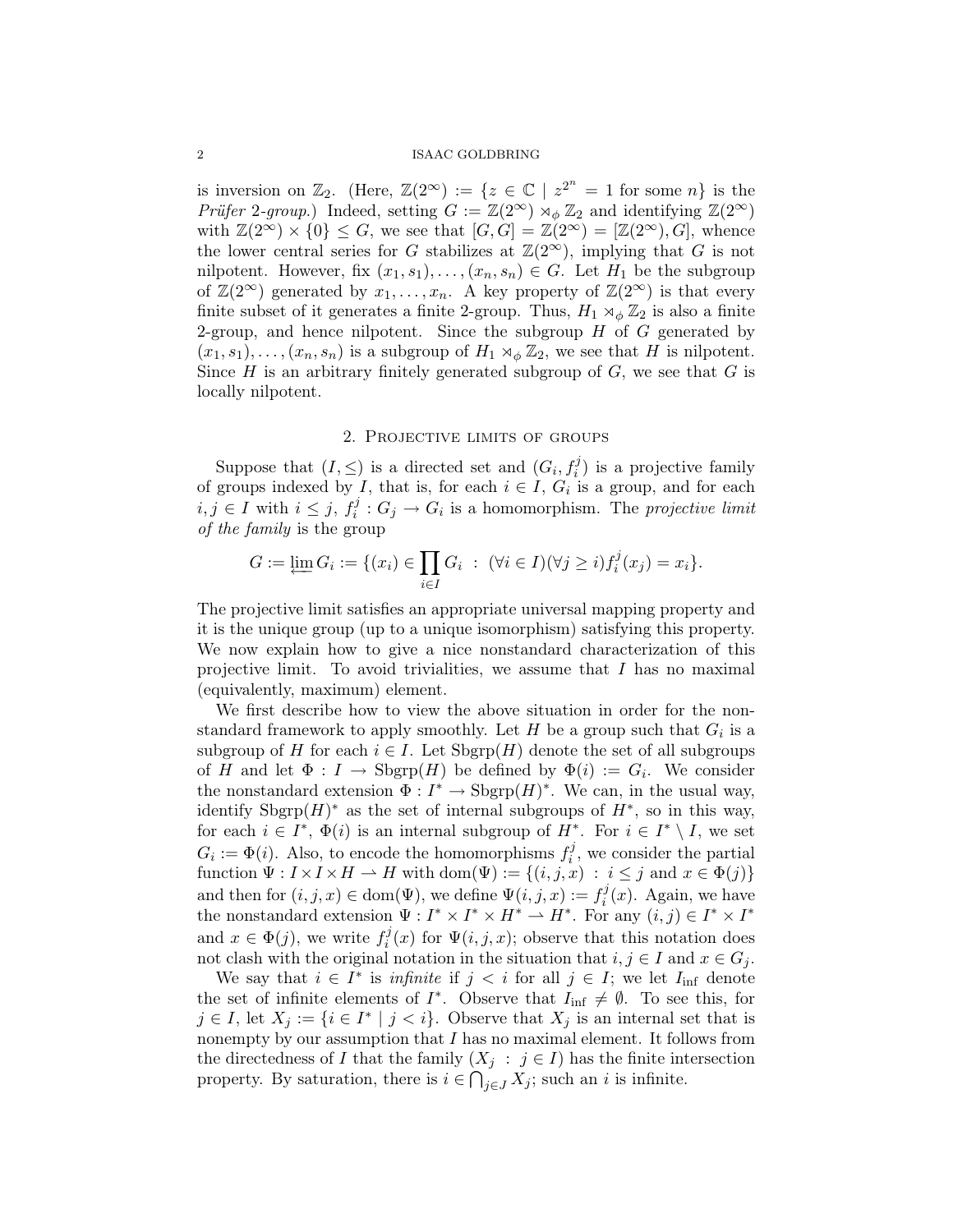is inversion on $\mathbb{Z}_2$. (Here, $\mathbb{Z}(2^\infty) := \{z \in \mathbb{C} \mid z^{2^n} = 1 \text{ for some } n\}$ is the *Prüfer 2-group*.) Indeed, setting $G := \mathbb{Z}(2^\infty) \rtimes_\phi \mathbb{Z}_2$ and identifying $\mathbb{Z}(2^\infty)$ with $\mathbb{Z}(2^\infty) \times \{0\} \leq G$, we see that $[G, G] = \mathbb{Z}(2^\infty) = [\mathbb{Z}(2^\infty), G]$, whence the lower central series for $G$ stabilizes at $\mathbb{Z}(2^\infty)$, implying that $G$ is not nilpotent. However, fix $(x_1, s_1), \ldots, (x_n, s_n) \in G$. Let $H_1$ be the subgroup of $\mathbb{Z}(2^\infty)$ generated by $x_1, \ldots, x_n$. A key property of $\mathbb{Z}(2^\infty)$ is that every finite subset of it generates a finite 2-group. Thus, $H_1 \rtimes_\phi \mathbb{Z}_2$ is also a finite 2-group, and hence nilpotent. Since the subgroup $H$ of $G$ generated by $(x_1, s_1), \ldots, (x_n, s_n)$ is a subgroup of $H_1 \rtimes_\phi \mathbb{Z}_2$, we see that $H$ is nilpotent. Since $H$ is an arbitrary finitely generated subgroup of $G$, we see that $G$ is locally nilpotent.

## 2. Projective limits of groups

Suppose that $(I, \leq)$ is a directed set and $(G_i, f_i^j)$ is a projective family of groups indexed by $I$, that is, for each $i \in I$, $G_i$ is a group, and for each $i, j \in I$ with $i \leq j$, $f_i^j : G_j \to G_i$ is a homomorphism. The *projective limit of the family* is the group

$$G := \varprojlim G_i := \{(x_i) \in \prod_{i \in I} G_i \ : \ (\forall i \in I)(\forall j \geq i) f_i^j(x_j) = x_i\}.$$

The projective limit satisfies an appropriate universal mapping property and it is the unique group (up to a unique isomorphism) satisfying this property. We now explain how to give a nice nonstandard characterization of this projective limit. To avoid trivialities, we assume that $I$ has no maximal (equivalently, maximum) element.

We first describe how to view the above situation in order for the nonstandard framework to apply smoothly. Let $H$ be a group such that $G_i$ is a subgroup of $H$ for each $i \in I$. Let $\mathrm{Sbgrp}(H)$ denote the set of all subgroups of $H$ and let $\Phi : I \to \mathrm{Sbgrp}(H)$ be defined by $\Phi(i) := G_i$. We consider the nonstandard extension $\Phi : I^* \to \mathrm{Sbgrp}(H)^*$. We can, in the usual way, identify $\mathrm{Sbgrp}(H)^*$ as the set of internal subgroups of $H^*$, so in this way, for each $i \in I^*$, $\Phi(i)$ is an internal subgroup of $H^*$. For $i \in I^* \setminus I$, we set $G_i := \Phi(i)$. Also, to encode the homomorphisms $f_i^j$, we consider the partial function $\Psi : I \times I \times H \rightharpoonup H$ with $\mathrm{dom}(\Psi) := \{(i, j, x) \ : \ i \leq j \text{ and } x \in \Phi(j)\}$ and then for $(i, j, x) \in \mathrm{dom}(\Psi)$, we define $\Psi(i, j, x) := f_i^j(x)$. Again, we have the nonstandard extension $\Psi : I^* \times I^* \times H^* \rightharpoonup H^*$. For any $(i, j) \in I^* \times I^*$ and $x \in \Phi(j)$, we write $f_i^j(x)$ for $\Psi(i, j, x)$; observe that this notation does not clash with the original notation in the situation that $i, j \in I$ and $x \in G_j$.

We say that $i \in I^*$ is *infinite* if $j < i$ for all $j \in I$; we let $I_{\mathrm{inf}}$ denote the set of infinite elements of $I^*$. Observe that $I_{\mathrm{inf}} \neq \emptyset$. To see this, for $j \in I$, let $X_j := \{i \in I^* \mid j < i\}$. Observe that $X_j$ is an internal set that is nonempty by our assumption that $I$ has no maximal element. It follows from the directedness of $I$ that the family $(X_j \ : \ j \in I)$ has the finite intersection property. By saturation, there is $i \in \bigcap_{j \in J} X_j$; such an $i$ is infinite.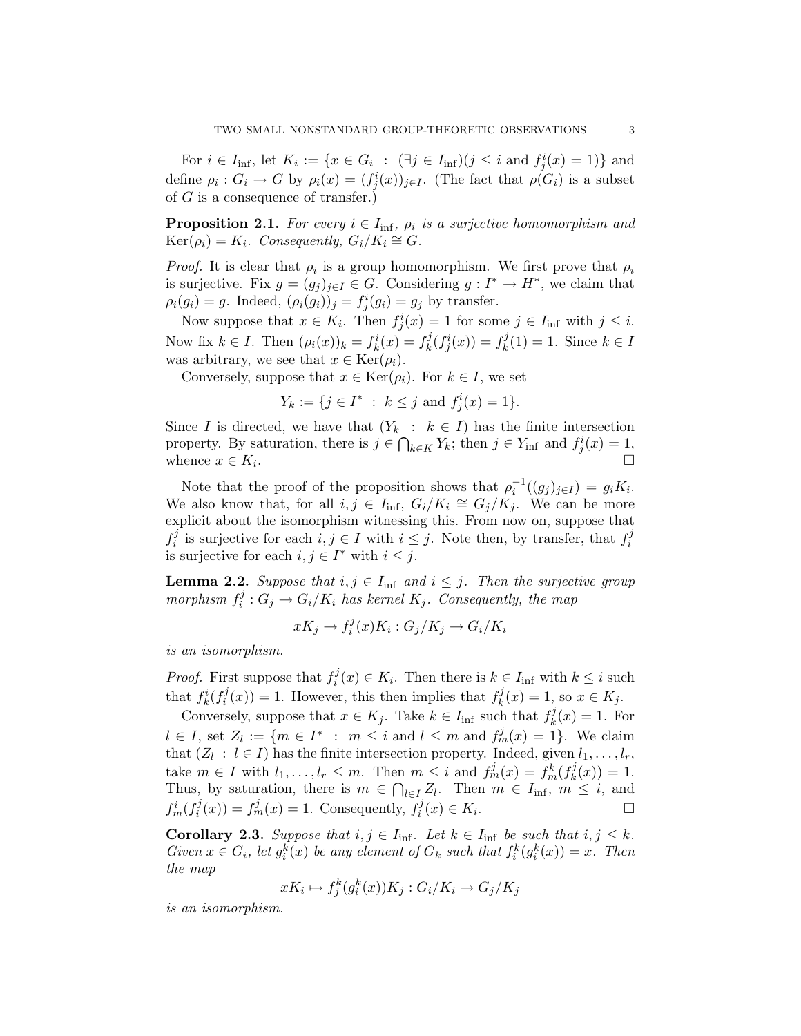For $i \in I_{\text{inf}}$, let $K_i := \{x \in G_i \ : \ (\exists j \in I_{\text{inf}})(j \leq i \text{ and } f^i_j(x) = 1)\}$ and define $\rho_i : G_i \to G$ by $\rho_i(x) = (f^i_j(x))_{j \in I}$. (The fact that $\rho(G_i)$ is a subset of $G$ is a consequence of transfer.)

**Proposition 2.1.** *For every $i \in I_{\text{inf}}$, $\rho_i$ is a surjective homomorphism and $\text{Ker}(\rho_i) = K_i$. Consequently, $G_i/K_i \cong G$.*

*Proof.* It is clear that $\rho_i$ is a group homomorphism. We first prove that $\rho_i$ is surjective. Fix $g = (g_j)_{j \in I} \in G$. Considering $g : I^* \to H^*$, we claim that $\rho_i(g_i) = g$. Indeed, $(\rho_i(g_i))_j = f^i_j(g_i) = g_j$ by transfer.

Now suppose that $x \in K_i$. Then $f^i_j(x) = 1$ for some $j \in I_{\text{inf}}$ with $j \leq i$. Now fix $k \in I$. Then $(\rho_i(x))_k = f^i_k(x) = f^j_k(f^i_j(x)) = f^j_k(1) = 1$. Since $k \in I$ was arbitrary, we see that $x \in \text{Ker}(\rho_i)$.

Conversely, suppose that $x \in \text{Ker}(\rho_i)$. For $k \in I$, we set

$$Y_k := \{j \in I^* \ : \ k \leq j \text{ and } f^i_j(x) = 1\}.$$

Since $I$ is directed, we have that $(Y_k \ : \ k \in I)$ has the finite intersection property. By saturation, there is $j \in \bigcap_{k \in K} Y_k$; then $j \in Y_{\text{inf}}$ and $f^i_j(x) = 1$, whence $x \in K_i$. $\square$

Note that the proof of the proposition shows that $\rho_i^{-1}((g_j)_{j \in I}) = g_i K_i$. We also know that, for all $i, j \in I_{\text{inf}}$, $G_i/K_i \cong G_j/K_j$. We can be more explicit about the isomorphism witnessing this. From now on, suppose that $f^j_i$ is surjective for each $i, j \in I$ with $i \leq j$. Note then, by transfer, that $f^j_i$ is surjective for each $i, j \in I^*$ with $i \leq j$.

**Lemma 2.2.** *Suppose that $i, j \in I_{\text{inf}}$ and $i \leq j$. Then the surjective group morphism $f^j_i : G_j \to G_i/K_i$ has kernel $K_j$. Consequently, the map*

$$xK_j \to f^j_i(x)K_i : G_j/K_j \to G_i/K_i$$

*is an isomorphism.*

*Proof.* First suppose that $f^j_i(x) \in K_i$. Then there is $k \in I_{\text{inf}}$ with $k \leq i$ such that $f^i_k(f^j_i(x)) = 1$. However, this then implies that $f^j_k(x) = 1$, so $x \in K_j$.

Conversely, suppose that $x \in K_j$. Take $k \in I_{\text{inf}}$ such that $f^j_k(x) = 1$. For $l \in I$, set $Z_l := \{m \in I^* \ : \ m \leq i \text{ and } l \leq m \text{ and } f^j_m(x) = 1\}$. We claim that $(Z_l \ : \ l \in I)$ has the finite intersection property. Indeed, given $l_1, \ldots, l_r$, take $m \in I$ with $l_1, \ldots, l_r \leq m$. Then $m \leq i$ and $f^j_m(x) = f^k_m(f^j_k(x)) = 1$. Thus, by saturation, there is $m \in \bigcap_{l \in I} Z_l$. Then $m \in I_{\text{inf}}$, $m \leq i$, and $f^i_m(f^j_i(x)) = f^j_m(x) = 1$. Consequently, $f^j_i(x) \in K_i$. $\square$

**Corollary 2.3.** *Suppose that $i, j \in I_{\text{inf}}$. Let $k \in I_{\text{inf}}$ be such that $i, j \leq k$. Given $x \in G_i$, let $g^k_i(x)$ be any element of $G_k$ such that $f^k_i(g^k_i(x)) = x$. Then the map*

$$xK_i \mapsto f^k_j(g^k_i(x))K_j : G_i/K_i \to G_j/K_j$$

*is an isomorphism.*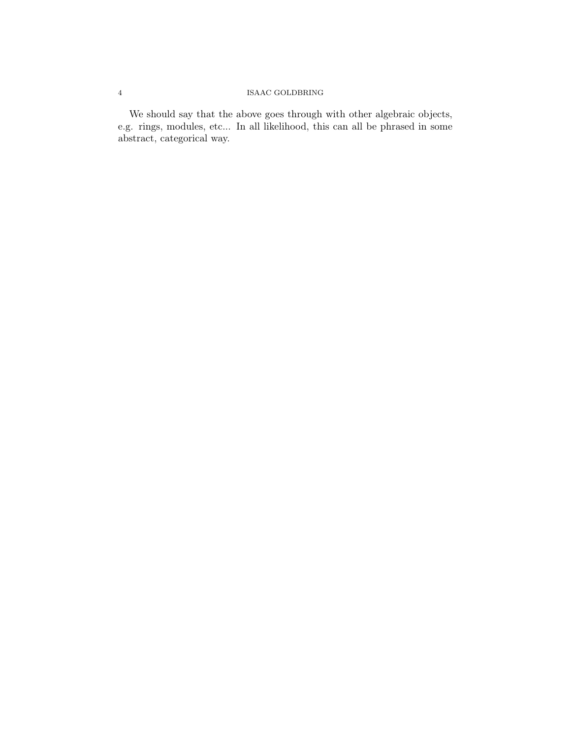We should say that the above goes through with other algebraic objects, e.g. rings, modules, etc... In all likelihood, this can all be phrased in some abstract, categorical way.